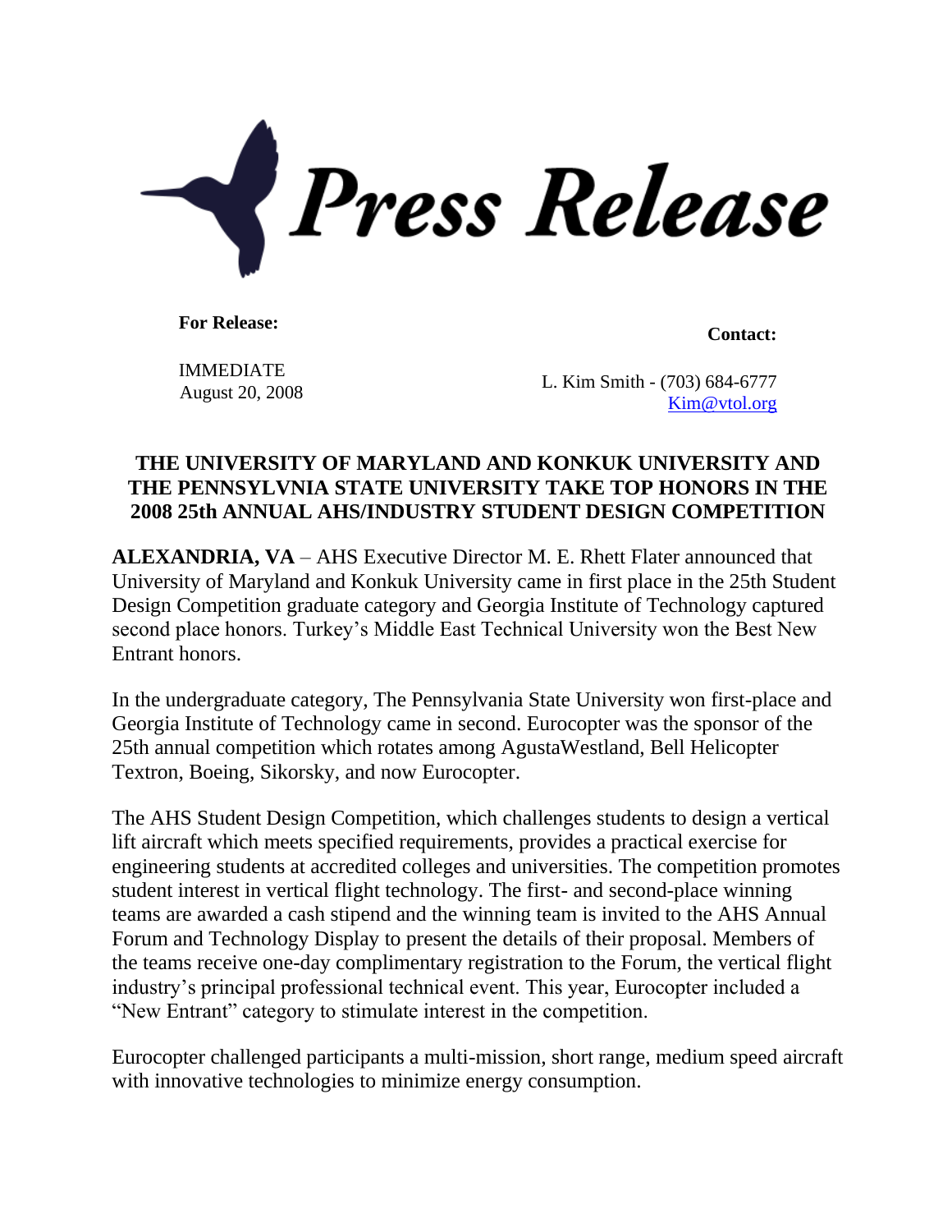# Press Release

**For Release:**

IMMEDIATE
August 20, 2008

**Contact:**

L. Kim Smith - (703) 684-6777
Kim@vtol.org

## THE UNIVERSITY OF MARYLAND AND KONKUK UNIVERSITY AND THE PENNSYLVANIA STATE UNIVERSITY TAKE TOP HONORS IN THE 2008 25th ANNUAL AHS/INDUSTRY STUDENT DESIGN COMPETITION

**ALEXANDRIA, VA** – AHS Executive Director M. E. Rhett Flater announced that University of Maryland and Konkuk University came in first place in the 25th Student Design Competition graduate category and Georgia Institute of Technology captured second place honors. Turkey's Middle East Technical University won the Best New Entrant honors.

In the undergraduate category, The Pennsylvania State University won first-place and Georgia Institute of Technology came in second. Eurocopter was the sponsor of the 25th annual competition which rotates among AgustaWestland, Bell Helicopter Textron, Boeing, Sikorsky, and now Eurocopter.

The AHS Student Design Competition, which challenges students to design a vertical lift aircraft which meets specified requirements, provides a practical exercise for engineering students at accredited colleges and universities. The competition promotes student interest in vertical flight technology. The first- and second-place winning teams are awarded a cash stipend and the winning team is invited to the AHS Annual Forum and Technology Display to present the details of their proposal. Members of the teams receive one-day complimentary registration to the Forum, the vertical flight industry's principal professional technical event. This year, Eurocopter included a "New Entrant" category to stimulate interest in the competition.

Eurocopter challenged participants a multi-mission, short range, medium speed aircraft with innovative technologies to minimize energy consumption.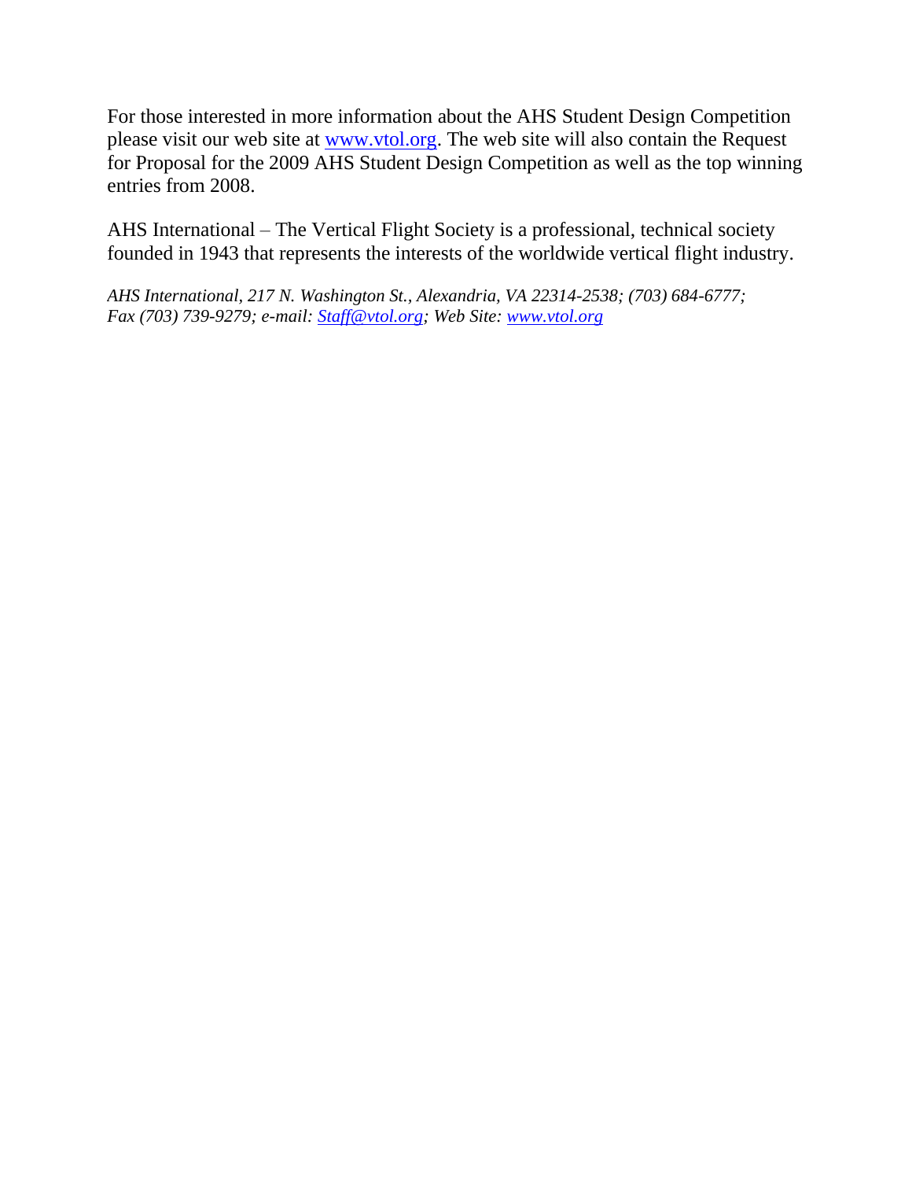For those interested in more information about the AHS Student Design Competition please visit our web site at [www.vtol.org](http://www.vtol.org). The web site will also contain the Request for Proposal for the 2009 AHS Student Design Competition as well as the top winning entries from 2008.

AHS International – The Vertical Flight Society is a professional, technical society founded in 1943 that represents the interests of the worldwide vertical flight industry.

*AHS International, 217 N. Washington St., Alexandria, VA 22314-2538; (703) 684-6777; Fax (703) 739-9279; e-mail: [Staff@vtol.org](mailto:Staff@vtol.org); Web Site: [www.vtol.org](http://www.vtol.org)*